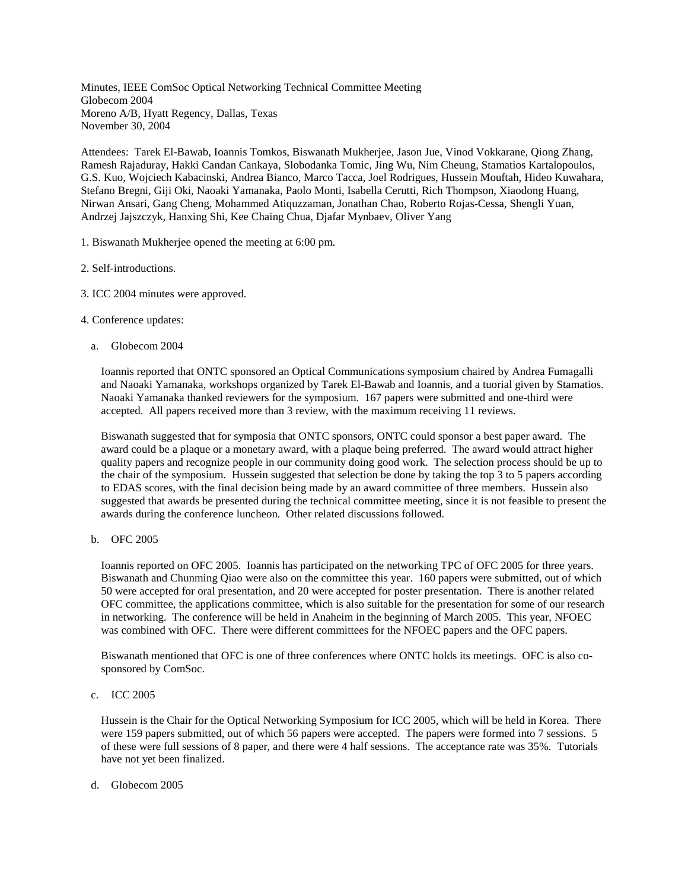Minutes, IEEE ComSoc Optical Networking Technical Committee Meeting
Globecom 2004
Moreno A/B, Hyatt Regency, Dallas, Texas
November 30, 2004

Attendees: Tarek El-Bawab, Ioannis Tomkos, Biswanath Mukherjee, Jason Jue, Vinod Vokkarane, Qiong Zhang, Ramesh Rajaduray, Hakki Candan Cankaya, Slobodanka Tomic, Jing Wu, Nim Cheung, Stamatios Kartalopoulos, G.S. Kuo, Wojciech Kabacinski, Andrea Bianco, Marco Tacca, Joel Rodrigues, Hussein Mouftah, Hideo Kuwahara, Stefano Bregni, Giji Oki, Naoaki Yamanaka, Paolo Monti, Isabella Cerutti, Rich Thompson, Xiaodong Huang, Nirwan Ansari, Gang Cheng, Mohammed Atiquzzaman, Jonathan Chao, Roberto Rojas-Cessa, Shengli Yuan, Andrzej Jajszczyk, Hanxing Shi, Kee Chaing Chua, Djafar Mynbaev, Oliver Yang

1. Biswanath Mukherjee opened the meeting at 6:00 pm.

2. Self-introductions.

3. ICC 2004 minutes were approved.

4. Conference updates:

   a. Globecom 2004

   Ioannis reported that ONTC sponsored an Optical Communications symposium chaired by Andrea Fumagalli and Naoaki Yamanaka, workshops organized by Tarek El-Bawab and Ioannis, and a tuorial given by Stamatios. Naoaki Yamanaka thanked reviewers for the symposium. 167 papers were submitted and one-third were accepted. All papers received more than 3 review, with the maximum receiving 11 reviews.

   Biswanath suggested that for symposia that ONTC sponsors, ONTC could sponsor a best paper award. The award could be a plaque or a monetary award, with a plaque being preferred. The award would attract higher quality papers and recognize people in our community doing good work. The selection process should be up to the chair of the symposium. Hussein suggested that selection be done by taking the top 3 to 5 papers according to EDAS scores, with the final decision being made by an award committee of three members. Hussein also suggested that awards be presented during the technical committee meeting, since it is not feasible to present the awards during the conference luncheon. Other related discussions followed.

   b. OFC 2005

   Ioannis reported on OFC 2005. Ioannis has participated on the networking TPC of OFC 2005 for three years. Biswanath and Chunming Qiao were also on the committee this year. 160 papers were submitted, out of which 50 were accepted for oral presentation, and 20 were accepted for poster presentation. There is another related OFC committee, the applications committee, which is also suitable for the presentation for some of our research in networking. The conference will be held in Anaheim in the beginning of March 2005. This year, NFOEC was combined with OFC. There were different committees for the NFOEC papers and the OFC papers.

   Biswanath mentioned that OFC is one of three conferences where ONTC holds its meetings. OFC is also co-sponsored by ComSoc.

   c. ICC 2005

   Hussein is the Chair for the Optical Networking Symposium for ICC 2005, which will be held in Korea. There were 159 papers submitted, out of which 56 papers were accepted. The papers were formed into 7 sessions. 5 of these were full sessions of 8 paper, and there were 4 half sessions. The acceptance rate was 35%. Tutorials have not yet been finalized.

   d. Globecom 2005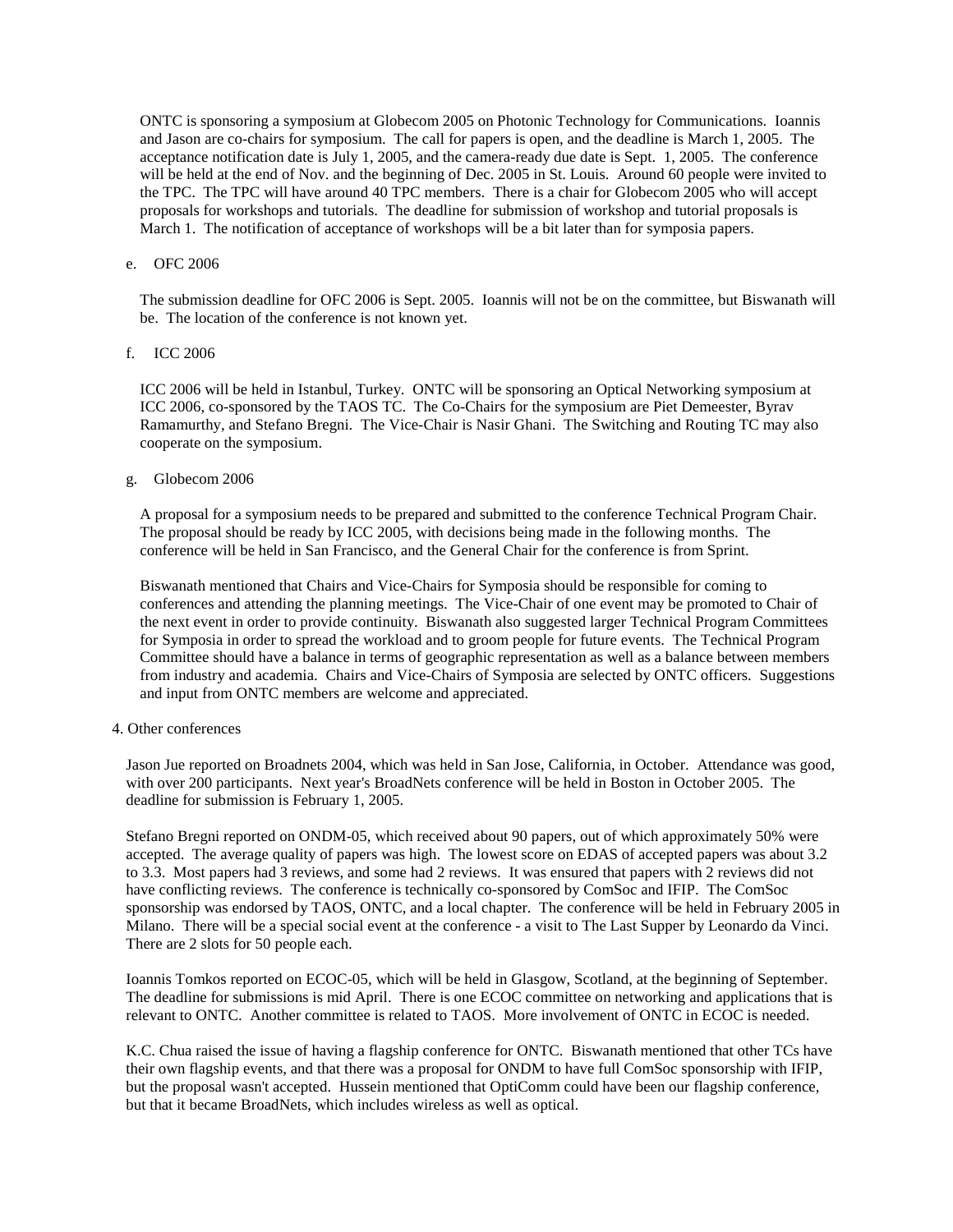ONTC is sponsoring a symposium at Globecom 2005 on Photonic Technology for Communications. Ioannis and Jason are co-chairs for symposium. The call for papers is open, and the deadline is March 1, 2005. The acceptance notification date is July 1, 2005, and the camera-ready due date is Sept. 1, 2005. The conference will be held at the end of Nov. and the beginning of Dec. 2005 in St. Louis. Around 60 people were invited to the TPC. The TPC will have around 40 TPC members. There is a chair for Globecom 2005 who will accept proposals for workshops and tutorials. The deadline for submission of workshop and tutorial proposals is March 1. The notification of acceptance of workshops will be a bit later than for symposia papers.

e. OFC 2006

The submission deadline for OFC 2006 is Sept. 2005. Ioannis will not be on the committee, but Biswanath will be. The location of the conference is not known yet.

f. ICC 2006

ICC 2006 will be held in Istanbul, Turkey. ONTC will be sponsoring an Optical Networking symposium at ICC 2006, co-sponsored by the TAOS TC. The Co-Chairs for the symposium are Piet Demeester, Byrav Ramamurthy, and Stefano Bregni. The Vice-Chair is Nasir Ghani. The Switching and Routing TC may also cooperate on the symposium.

g. Globecom 2006

A proposal for a symposium needs to be prepared and submitted to the conference Technical Program Chair. The proposal should be ready by ICC 2005, with decisions being made in the following months. The conference will be held in San Francisco, and the General Chair for the conference is from Sprint.

Biswanath mentioned that Chairs and Vice-Chairs for Symposia should be responsible for coming to conferences and attending the planning meetings. The Vice-Chair of one event may be promoted to Chair of the next event in order to provide continuity. Biswanath also suggested larger Technical Program Committees for Symposia in order to spread the workload and to groom people for future events. The Technical Program Committee should have a balance in terms of geographic representation as well as a balance between members from industry and academia. Chairs and Vice-Chairs of Symposia are selected by ONTC officers. Suggestions and input from ONTC members are welcome and appreciated.

4. Other conferences

Jason Jue reported on Broadnets 2004, which was held in San Jose, California, in October. Attendance was good, with over 200 participants. Next year's BroadNets conference will be held in Boston in October 2005. The deadline for submission is February 1, 2005.

Stefano Bregni reported on ONDM-05, which received about 90 papers, out of which approximately 50% were accepted. The average quality of papers was high. The lowest score on EDAS of accepted papers was about 3.2 to 3.3. Most papers had 3 reviews, and some had 2 reviews. It was ensured that papers with 2 reviews did not have conflicting reviews. The conference is technically co-sponsored by ComSoc and IFIP. The ComSoc sponsorship was endorsed by TAOS, ONTC, and a local chapter. The conference will be held in February 2005 in Milano. There will be a special social event at the conference - a visit to The Last Supper by Leonardo da Vinci. There are 2 slots for 50 people each.

Ioannis Tomkos reported on ECOC-05, which will be held in Glasgow, Scotland, at the beginning of September. The deadline for submissions is mid April. There is one ECOC committee on networking and applications that is relevant to ONTC. Another committee is related to TAOS. More involvement of ONTC in ECOC is needed.

K.C. Chua raised the issue of having a flagship conference for ONTC. Biswanath mentioned that other TCs have their own flagship events, and that there was a proposal for ONDM to have full ComSoc sponsorship with IFIP, but the proposal wasn't accepted. Hussein mentioned that OptiComm could have been our flagship conference, but that it became BroadNets, which includes wireless as well as optical.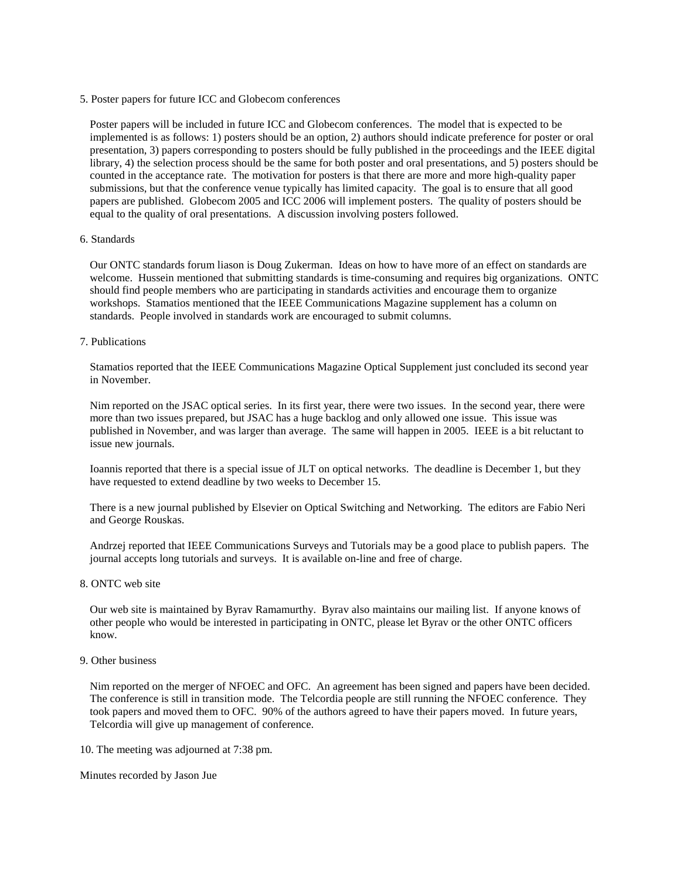5. Poster papers for future ICC and Globecom conferences

Poster papers will be included in future ICC and Globecom conferences. The model that is expected to be implemented is as follows: 1) posters should be an option, 2) authors should indicate preference for poster or oral presentation, 3) papers corresponding to posters should be fully published in the proceedings and the IEEE digital library, 4) the selection process should be the same for both poster and oral presentations, and 5) posters should be counted in the acceptance rate. The motivation for posters is that there are more and more high-quality paper submissions, but that the conference venue typically has limited capacity. The goal is to ensure that all good papers are published. Globecom 2005 and ICC 2006 will implement posters. The quality of posters should be equal to the quality of oral presentations. A discussion involving posters followed.

6. Standards

Our ONTC standards forum liason is Doug Zukerman. Ideas on how to have more of an effect on standards are welcome. Hussein mentioned that submitting standards is time-consuming and requires big organizations. ONTC should find people members who are participating in standards activities and encourage them to organize workshops. Stamatios mentioned that the IEEE Communications Magazine supplement has a column on standards. People involved in standards work are encouraged to submit columns.

7. Publications

Stamatios reported that the IEEE Communications Magazine Optical Supplement just concluded its second year in November.

Nim reported on the JSAC optical series. In its first year, there were two issues. In the second year, there were more than two issues prepared, but JSAC has a huge backlog and only allowed one issue. This issue was published in November, and was larger than average. The same will happen in 2005. IEEE is a bit reluctant to issue new journals.

Ioannis reported that there is a special issue of JLT on optical networks. The deadline is December 1, but they have requested to extend deadline by two weeks to December 15.

There is a new journal published by Elsevier on Optical Switching and Networking. The editors are Fabio Neri and George Rouskas.

Andrzej reported that IEEE Communications Surveys and Tutorials may be a good place to publish papers. The journal accepts long tutorials and surveys. It is available on-line and free of charge.

8. ONTC web site

Our web site is maintained by Byrav Ramamurthy. Byrav also maintains our mailing list. If anyone knows of other people who would be interested in participating in ONTC, please let Byrav or the other ONTC officers know.

9. Other business

Nim reported on the merger of NFOEC and OFC. An agreement has been signed and papers have been decided. The conference is still in transition mode. The Telcordia people are still running the NFOEC conference. They took papers and moved them to OFC. 90% of the authors agreed to have their papers moved. In future years, Telcordia will give up management of conference.

10. The meeting was adjourned at 7:38 pm.

Minutes recorded by Jason Jue